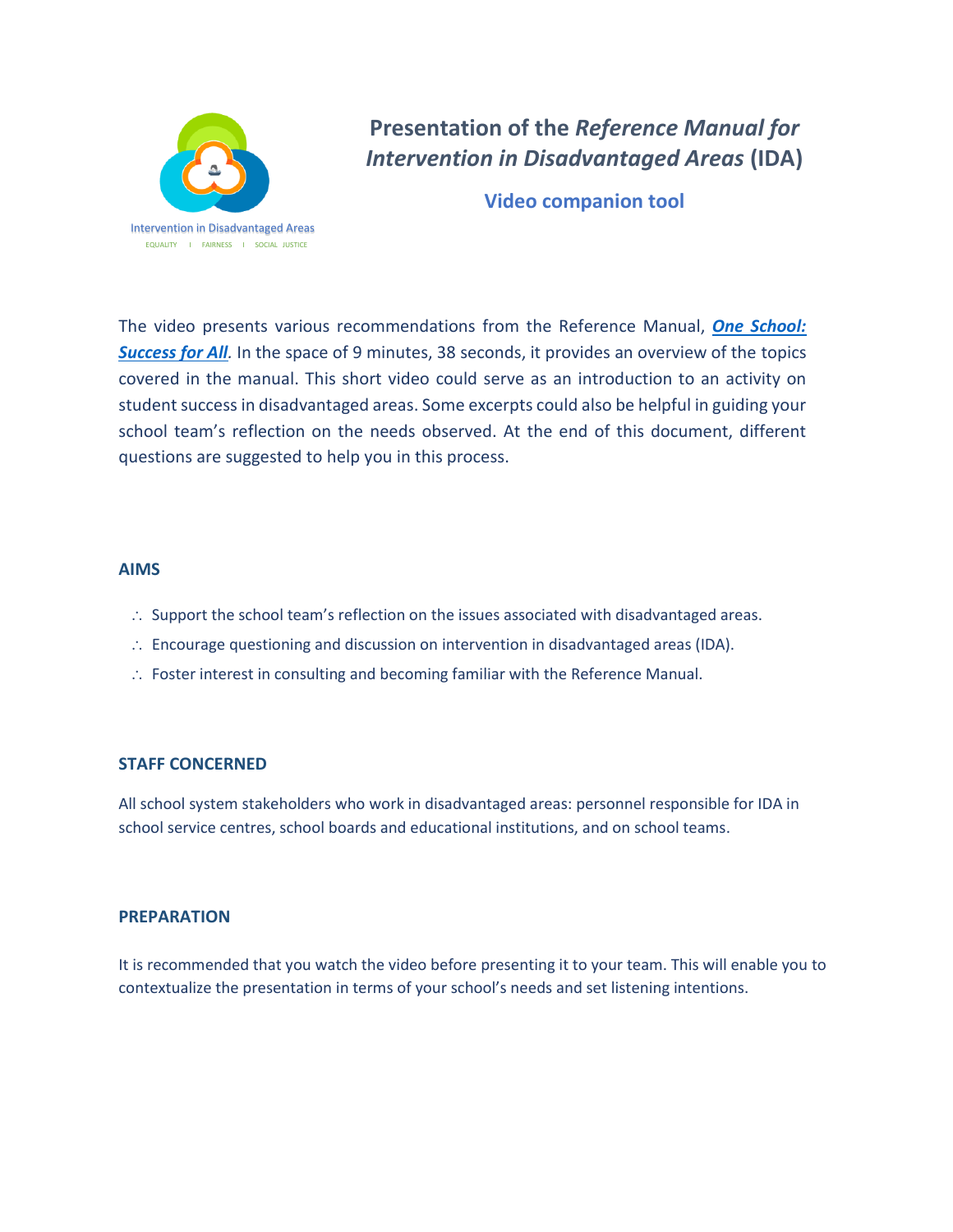Intervention in Disadvantaged Areas

EQUALITY | FAIRNESS | SOCIAL JUSTICE

# Presentation of the *Reference Manual for Intervention in Disadvantaged Areas* (IDA)

## Video companion tool

The video presents various recommendations from the Reference Manual, ***One School: Success for All***. In the space of 9 minutes, 38 seconds, it provides an overview of the topics covered in the manual. This short video could serve as an introduction to an activity on student success in disadvantaged areas. Some excerpts could also be helpful in guiding your school team's reflection on the needs observed. At the end of this document, different questions are suggested to help you in this process.

### AIMS

- Support the school team's reflection on the issues associated with disadvantaged areas.
- Encourage questioning and discussion on intervention in disadvantaged areas (IDA).
- Foster interest in consulting and becoming familiar with the Reference Manual.

### STAFF CONCERNED

All school system stakeholders who work in disadvantaged areas: personnel responsible for IDA in school service centres, school boards and educational institutions, and on school teams.

### PREPARATION

It is recommended that you watch the video before presenting it to your team. This will enable you to contextualize the presentation in terms of your school's needs and set listening intentions.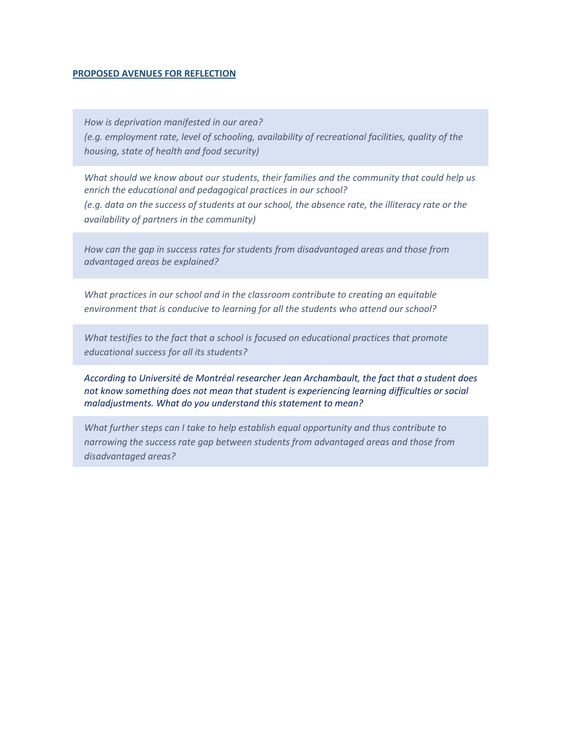**PROPOSED AVENUES FOR REFLECTION**

*How is deprivation manifested in our area?*
*(e.g. employment rate, level of schooling, availability of recreational facilities, quality of the housing, state of health and food security)*

*What should we know about our students, their families and the community that could help us enrich the educational and pedagogical practices in our school?*
*(e.g. data on the success of students at our school, the absence rate, the illiteracy rate or the availability of partners in the community)*

*How can the gap in success rates for students from disadvantaged areas and those from advantaged areas be explained?*

*What practices in our school and in the classroom contribute to creating an equitable environment that is conducive to learning for all the students who attend our school?*

*What testifies to the fact that a school is focused on educational practices that promote educational success for all its students?*

*According to Université de Montréal researcher Jean Archambault, the fact that a student does not know something does not mean that student is experiencing learning difficulties or social maladjustments. What do you understand this statement to mean?*

*What further steps can I take to help establish equal opportunity and thus contribute to narrowing the success rate gap between students from advantaged areas and those from disadvantaged areas?*